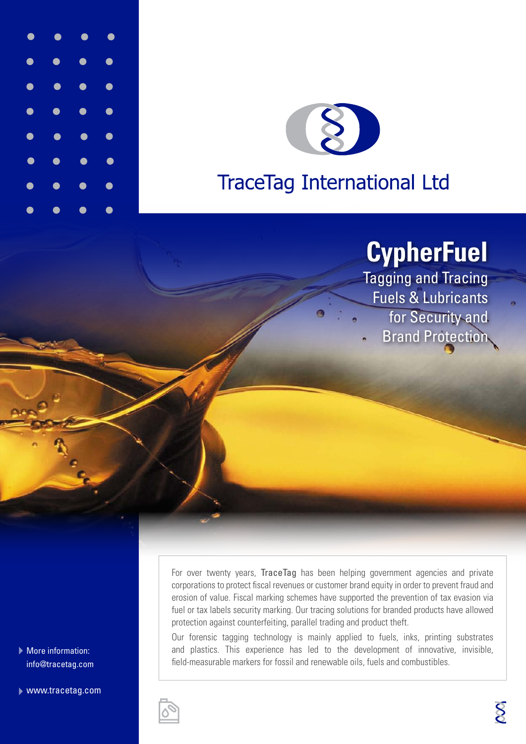# TraceTag International Ltd

## CypherFuel

Tagging and Tracing Fuels & Lubricants for Security and Brand Protection

For over twenty years, TraceTag has been helping government agencies and private corporations to protect fiscal revenues or customer brand equity in order to prevent fraud and erosion of value. Fiscal marking schemes have supported the prevention of tax evasion via fuel or tax labels security marking. Our tracing solutions for branded products have allowed protection against counterfeiting, parallel trading and product theft.

Our forensic tagging technology is mainly applied to fuels, inks, printing substrates and plastics. This experience has led to the development of innovative, invisible, field-measurable markers for fossil and renewable oils, fuels and combustibles.

- More information: info@tracetag.com
- www.tracetag.com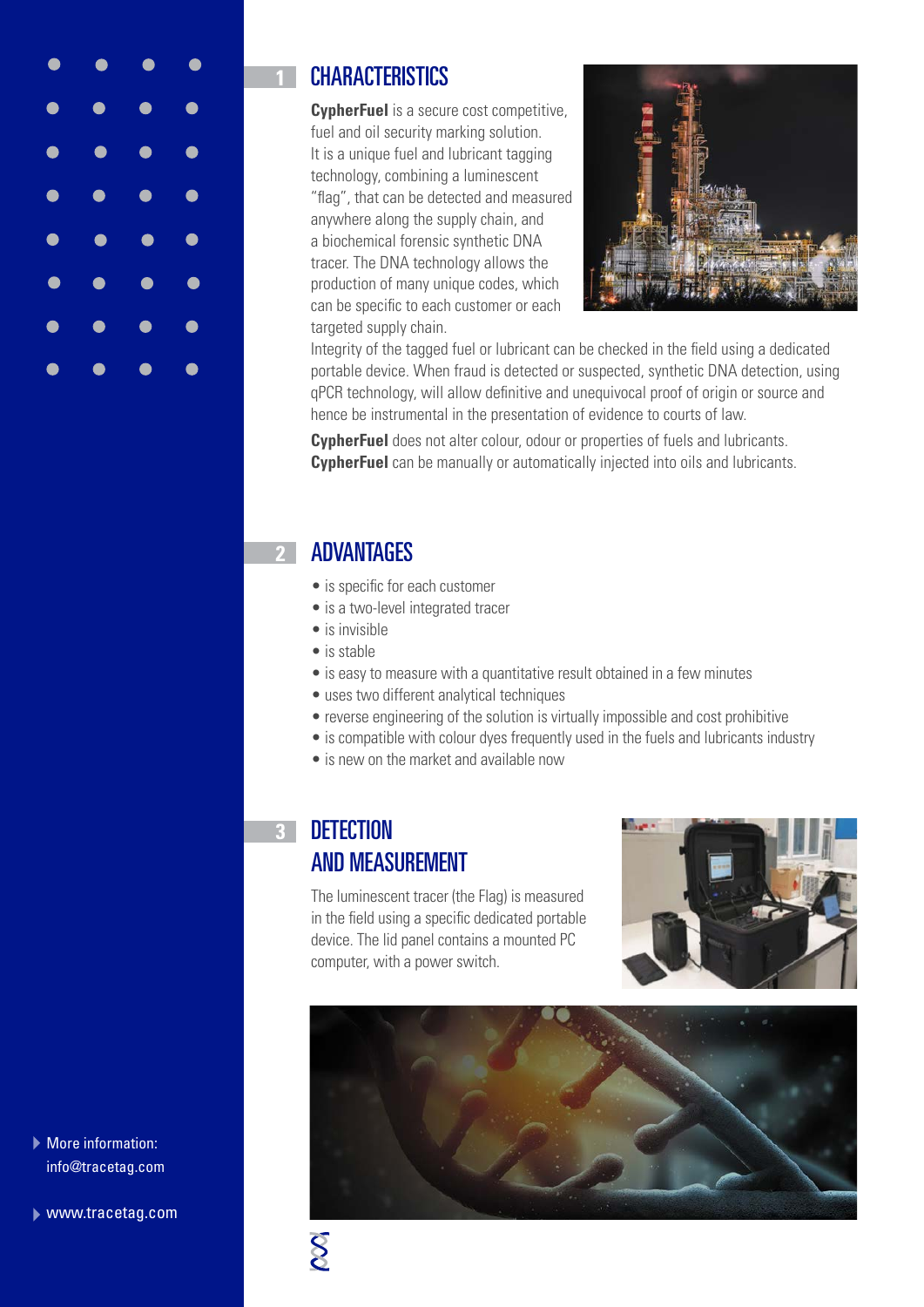## 1 CHARACTERISTICS

**CypherFuel** is a secure cost competitive, fuel and oil security marking solution. It is a unique fuel and lubricant tagging technology, combining a luminescent "flag", that can be detected and measured anywhere along the supply chain, and a biochemical forensic synthetic DNA tracer. The DNA technology allows the production of many unique codes, which can be specific to each customer or each targeted supply chain.

Integrity of the tagged fuel or lubricant can be checked in the field using a dedicated portable device. When fraud is detected or suspected, synthetic DNA detection, using qPCR technology, will allow definitive and unequivocal proof of origin or source and hence be instrumental in the presentation of evidence to courts of law.

**CypherFuel** does not alter colour, odour or properties of fuels and lubricants. **CypherFuel** can be manually or automatically injected into oils and lubricants.

## 2 ADVANTAGES

- is specific for each customer
- is a two-level integrated tracer
- is invisible
- is stable
- is easy to measure with a quantitative result obtained in a few minutes
- uses two different analytical techniques
- reverse engineering of the solution is virtually impossible and cost prohibitive
- is compatible with colour dyes frequently used in the fuels and lubricants industry
- is new on the market and available now

## 3 DETECTION AND MEASUREMENT

The luminescent tracer (the Flag) is measured in the field using a specific dedicated portable device. The lid panel contains a mounted PC computer, with a power switch.

More information: info@tracetag.com

www.tracetag.com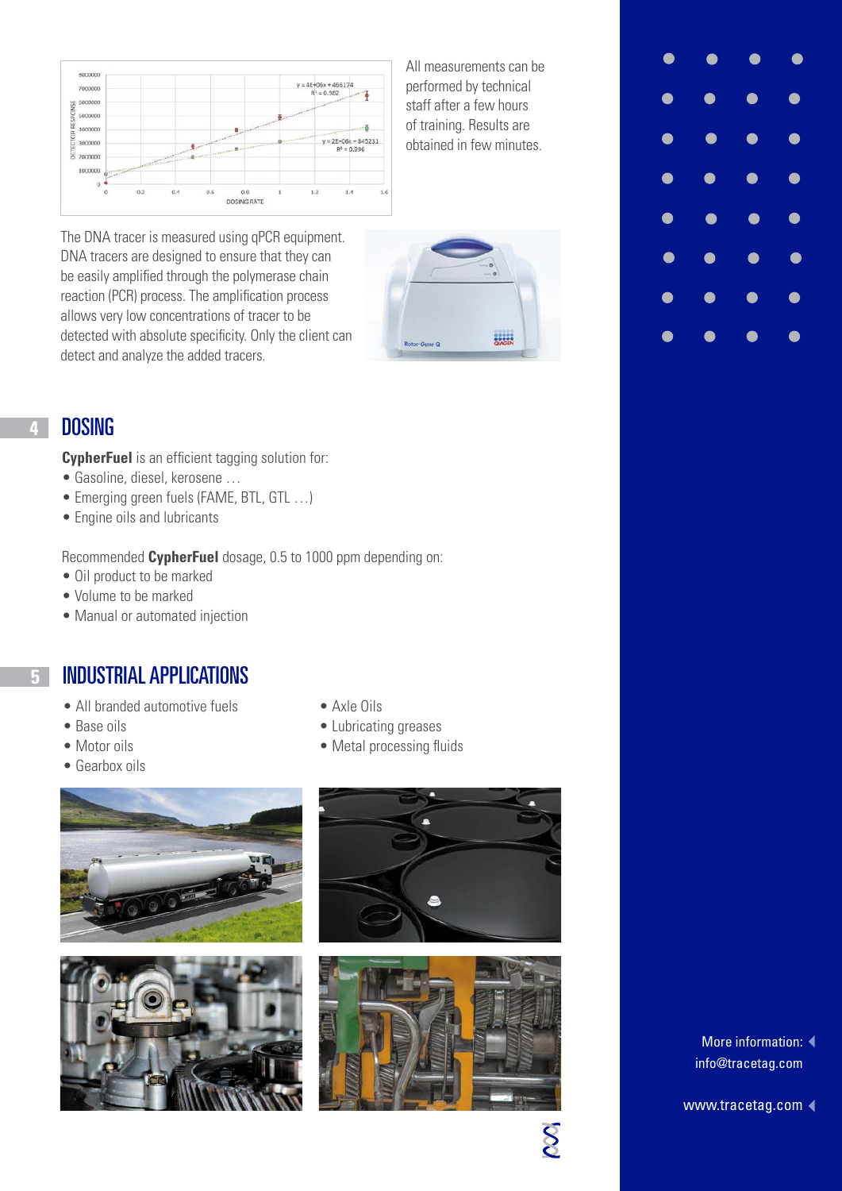All measurements can be performed by technical staff after a few hours of training. Results are obtained in few minutes.

The DNA tracer is measured using qPCR equipment. DNA tracers are designed to ensure that they can be easily amplified through the polymerase chain reaction (PCR) process. The amplification process allows very low concentrations of tracer to be detected with absolute specificity. Only the client can detect and analyze the added tracers.

## 4 DOSING

**CypherFuel** is an efficient tagging solution for:

- Gasoline, diesel, kerosene …
- Emerging green fuels (FAME, BTL, GTL …)
- Engine oils and lubricants

Recommended **CypherFuel** dosage, 0.5 to 1000 ppm depending on:

- Oil product to be marked
- Volume to be marked
- Manual or automated injection

## 5 INDUSTRIAL APPLICATIONS

- All branded automotive fuels
- Base oils
- Motor oils
- Gearbox oils
- Axle Oils
- Lubricating greases
- Metal processing fluids

More information:
info@tracetag.com

www.tracetag.com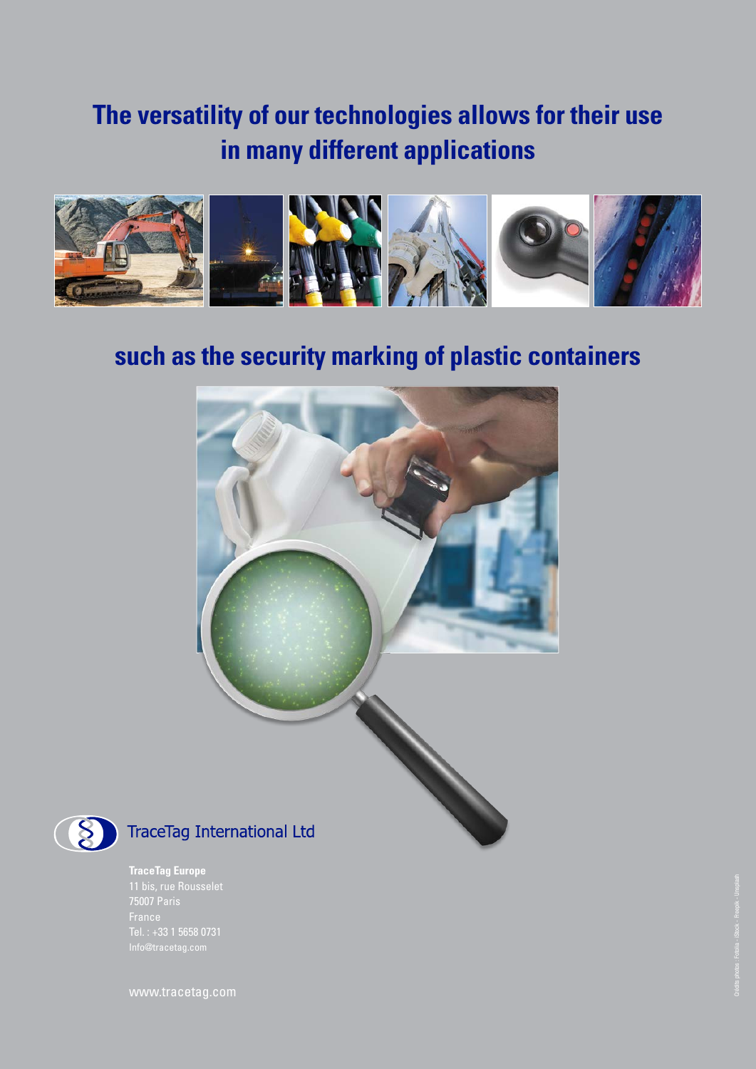## The versatility of our technologies allows for their use in many different applications

## such as the security marking of plastic containers

TraceTag International Ltd

**TraceTag Europe**
11 bis, rue Rousselet
75007 Paris
France
Tel. : +33 1 5658 0731
Info@tracetag.com

www.tracetag.com

Crédits photos : Fotolia - iStock - Freepik - Unsplash